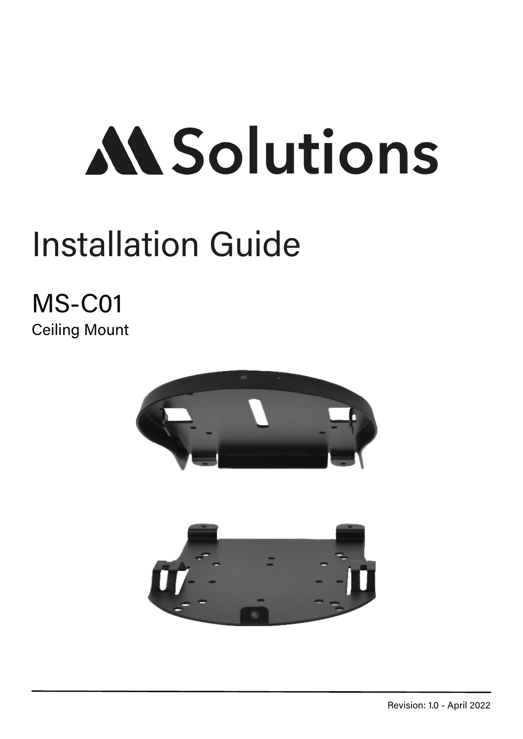# Solutions

# Installation Guide

## MS-C01

Ceiling Mount

Revision: 1.0 - April 2022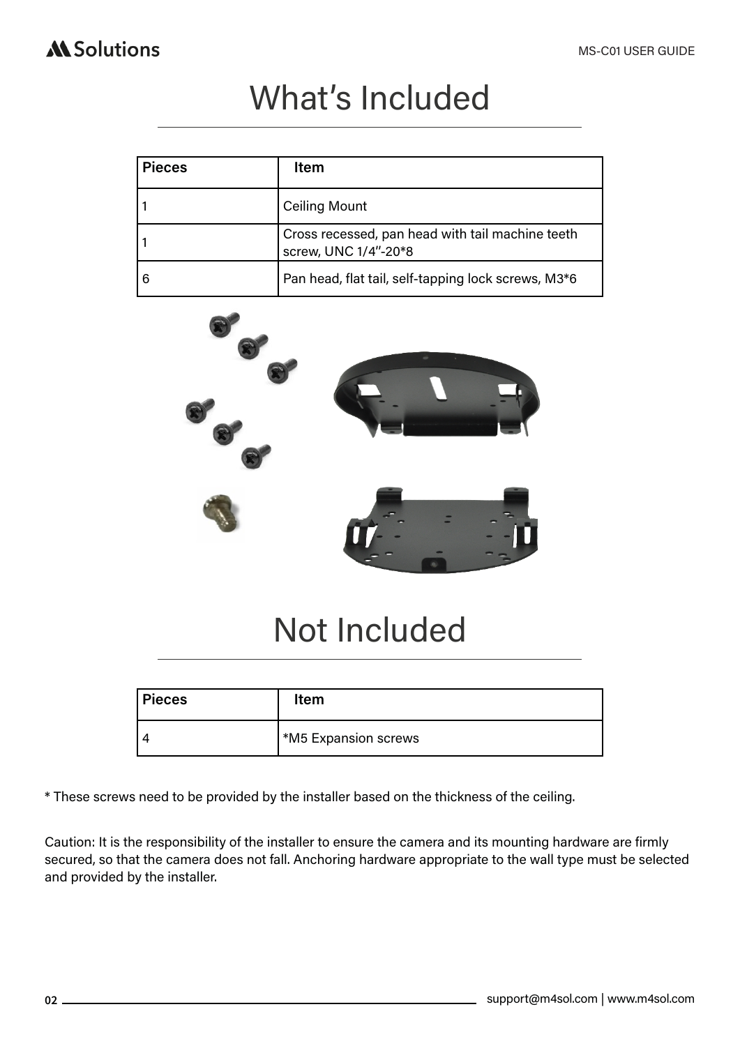# What's Included

| Pieces | Item |
|---|---|
| 1 | Ceiling Mount |
| 1 | Cross recessed, pan head with tail machine teeth screw, UNC 1/4"-20*8 |
| 6 | Pan head, flat tail, self-tapping lock screws, M3*6 |

# Not Included

| Pieces | Item |
|---|---|
| 4 | *M5 Expansion screws |

* These screws need to be provided by the installer based on the thickness of the ceiling.

Caution: It is the responsibility of the installer to ensure the camera and its mounting hardware are firmly secured, so that the camera does not fall. Anchoring hardware appropriate to the wall type must be selected and provided by the installer.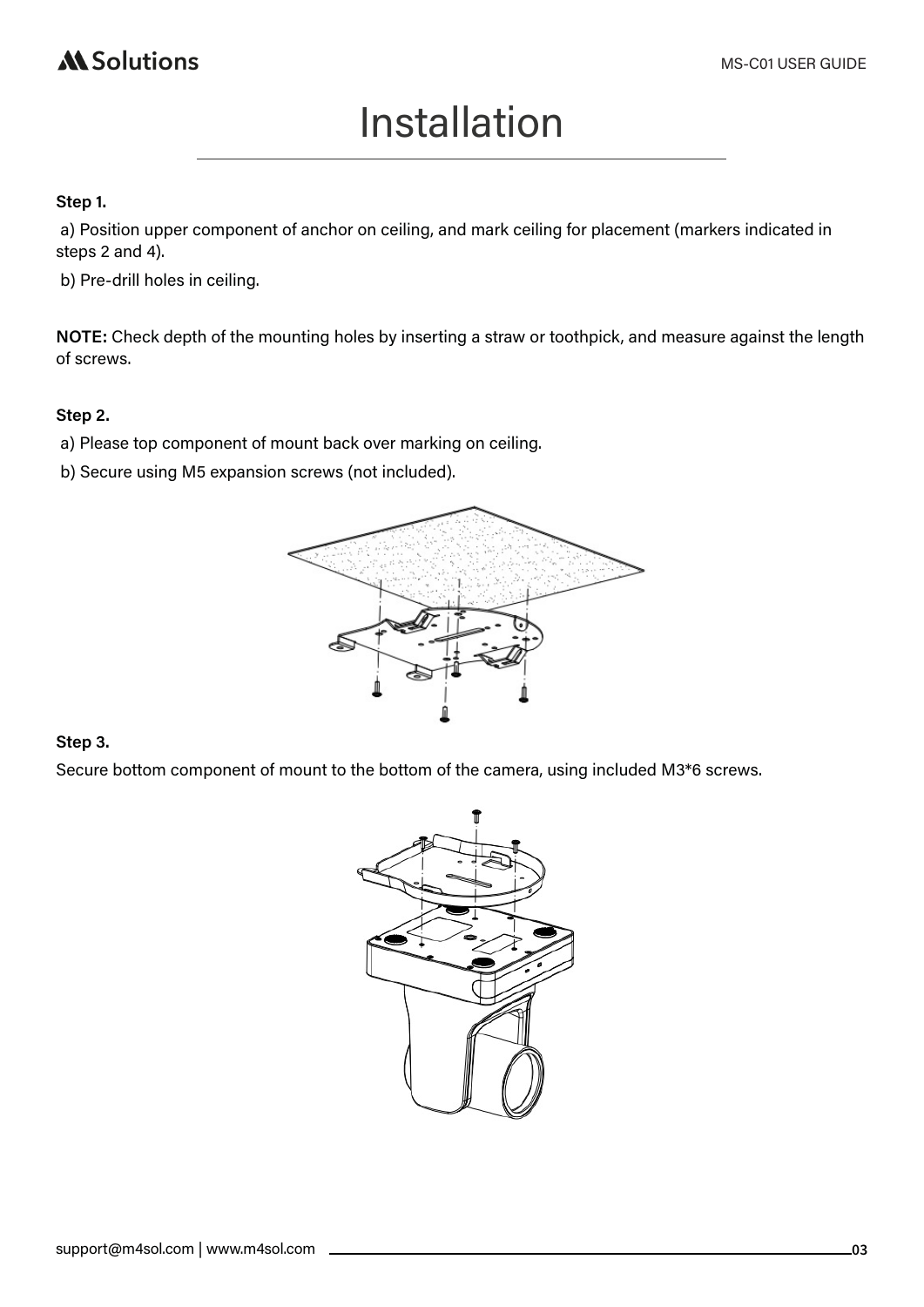# Installation

**Step 1.**

a) Position upper component of anchor on ceiling, and mark ceiling for placement (markers indicated in steps 2 and 4).

b) Pre-drill holes in ceiling.

**NOTE:** Check depth of the mounting holes by inserting a straw or toothpick, and measure against the length of screws.

**Step 2.**

a) Please top component of mount back over marking on ceiling.

b) Secure using M5 expansion screws (not included).

**Step 3.**

Secure bottom component of mount to the bottom of the camera, using included M3*6 screws.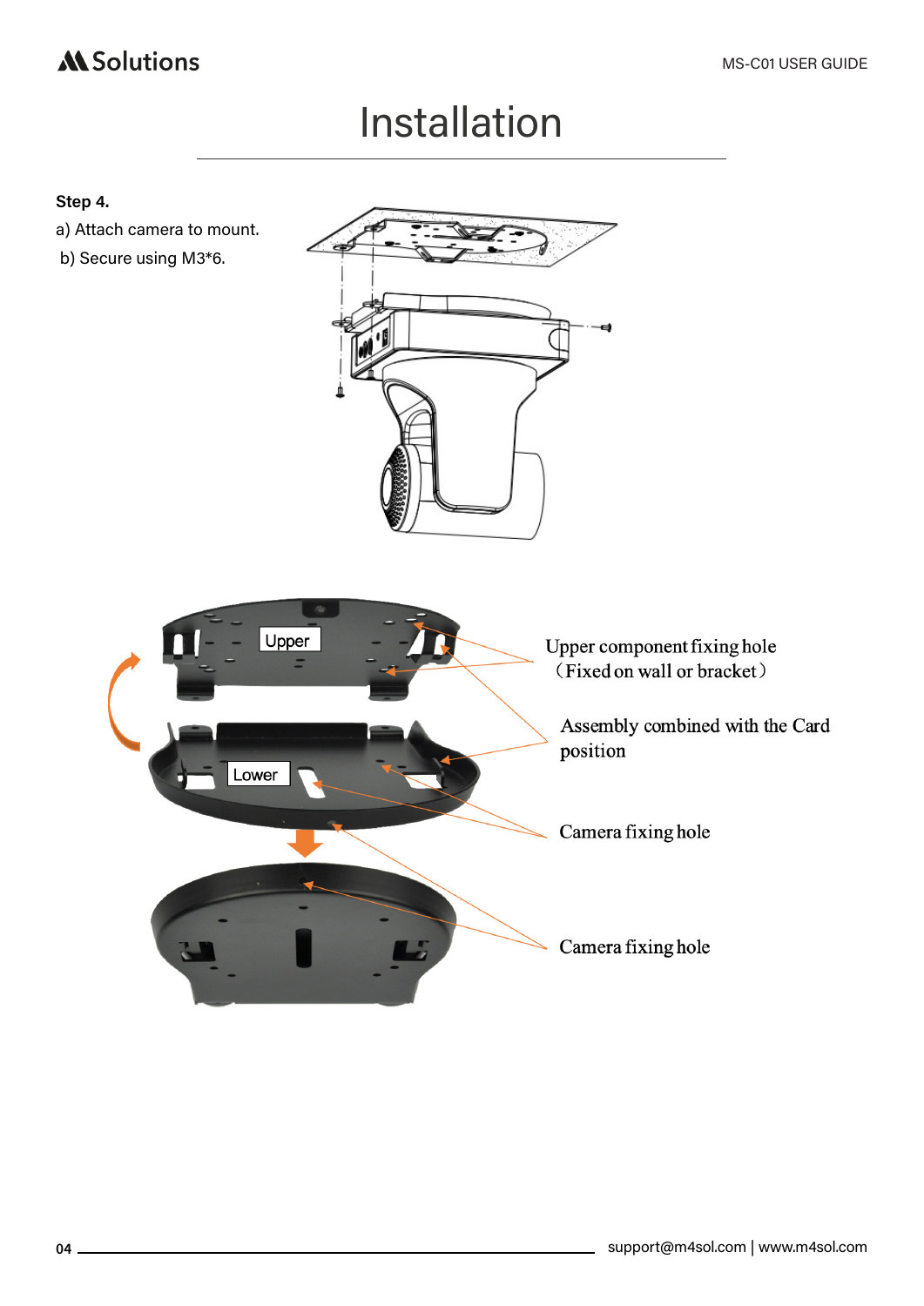# Installation

**Step 4.**

a) Attach camera to mount.

b) Secure using M3*6.

Upper

Lower

Upper component fixing hole
（Fixed on wall or bracket）

Assembly combined with the Card position

Camera fixing hole

Camera fixing hole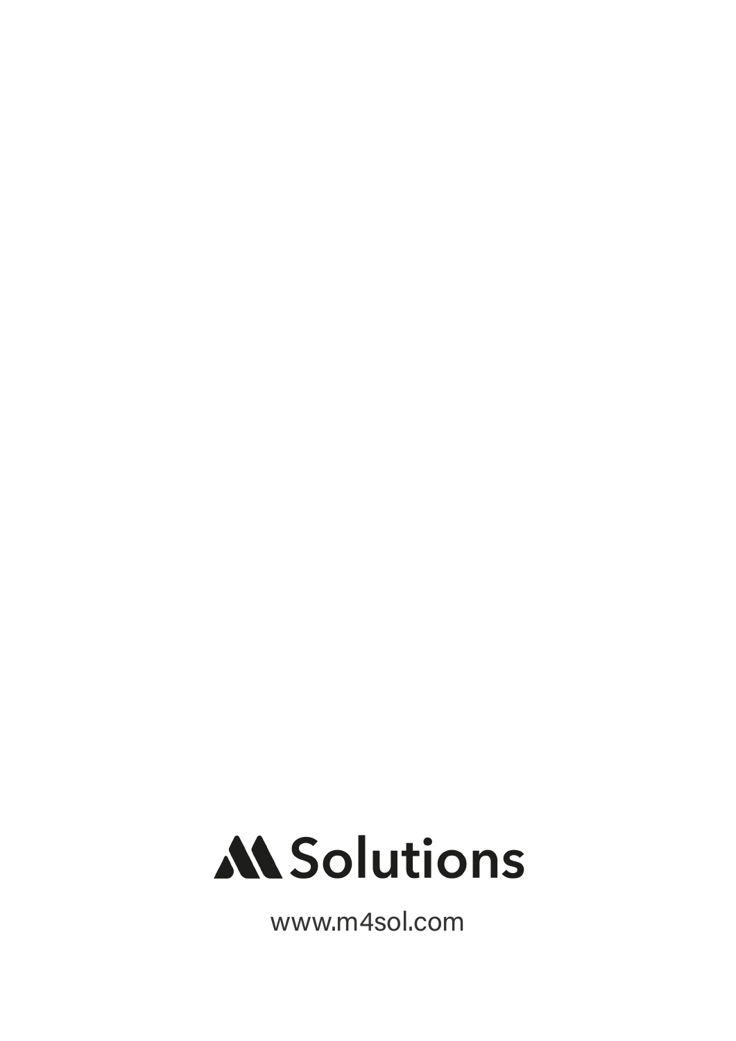M Solutions

www.m4sol.com